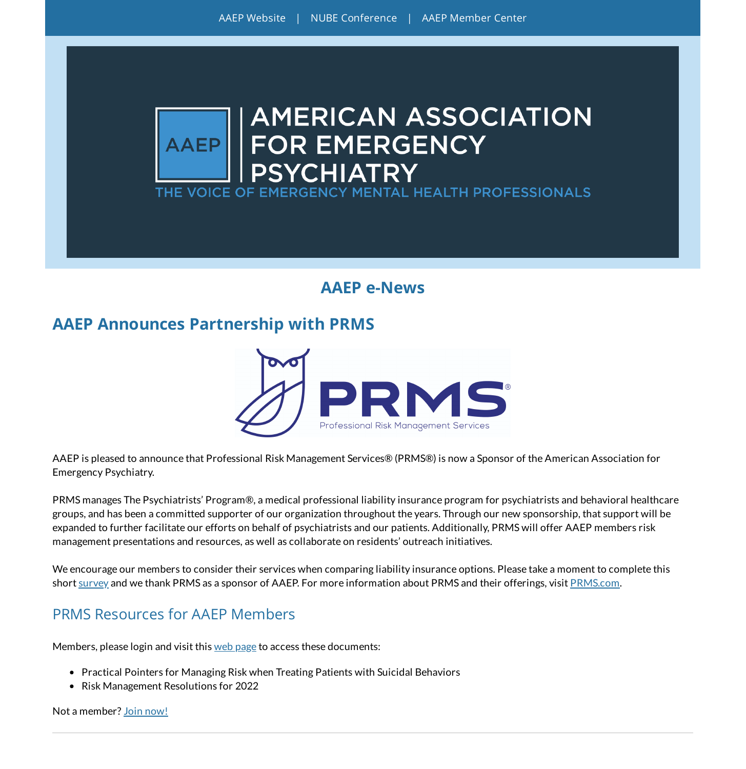AAEP Website | NUBE Conference | AAEP Member Center

# AAEP e-News

## AAEP Announces Partnership with PRMS

AAEP is pleased to announce that Professional Risk Management Services® (PRMS®) is now a Sponsor of the American Association for Emergency Psychiatry.

PRMS manages The Psychiatrists' Program®, a medical professional liability insurance program for psychiatrists and behavioral healthcare groups, and has been a committed supporter of our organization throughout the years. Through our new sponsorship, that support will be expanded to further facilitate our efforts on behalf of psychiatrists and our patients. Additionally, PRMS will offer AAEP members risk management presentations and resources, as well as collaborate on residents' outreach initiatives.

We encourage our members to consider their services when comparing liability insurance options. Please take a moment to complete this short survey and we thank PRMS as a sponsor of AAEP. For more information about PRMS and their offerings, visit PRMS.com.

### PRMS Resources for AAEP Members

Members, please login and visit this web page to access these documents:

- Practical Pointers for Managing Risk when Treating Patients with Suicidal Behaviors
- Risk Management Resolutions for 2022

Not a member? Join now!

---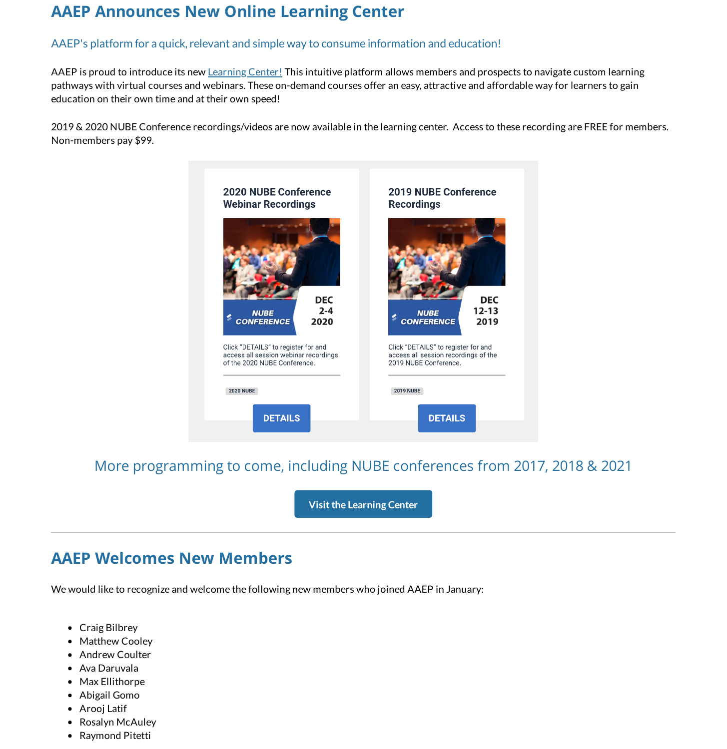## AAEP Announces New Online Learning Center

### AAEP's platform for a quick, relevant and simple way to consume information and education!

AAEP is proud to introduce its new Learning Center! This intuitive platform allows members and prospects to navigate custom learning pathways with virtual courses and webinars. These on-demand courses offer an easy, attractive and affordable way for learners to gain education on their own time and at their own speed!

2019 & 2020 NUBE Conference recordings/videos are now available in the learning center. Access to these recording are FREE for members. Non-members pay $99.

**2020 NUBE Conference Webinar Recordings**

NUBE CONFERENCE — DEC 2-4 2020

Click "DETAILS" to register for and access all session webinar recordings of the 2020 NUBE Conference.

2020 NUBE

DETAILS

**2019 NUBE Conference Recordings**

NUBE CONFERENCE — DEC 12-13 2019

Click "DETAILS" to register for and access all session recordings of the 2019 NUBE Conference.

2019 NUBE

DETAILS

### More programming to come, including NUBE conferences from 2017, 2018 & 2021

Visit the Learning Center

---

## AAEP Welcomes New Members

We would like to recognize and welcome the following new members who joined AAEP in January:

- Craig Bilbrey
- Matthew Cooley
- Andrew Coulter
- Ava Daruvala
- Max Ellithorpe
- Abigail Gomo
- Arooj Latif
- Rosalyn McAuley
- Raymond Pitetti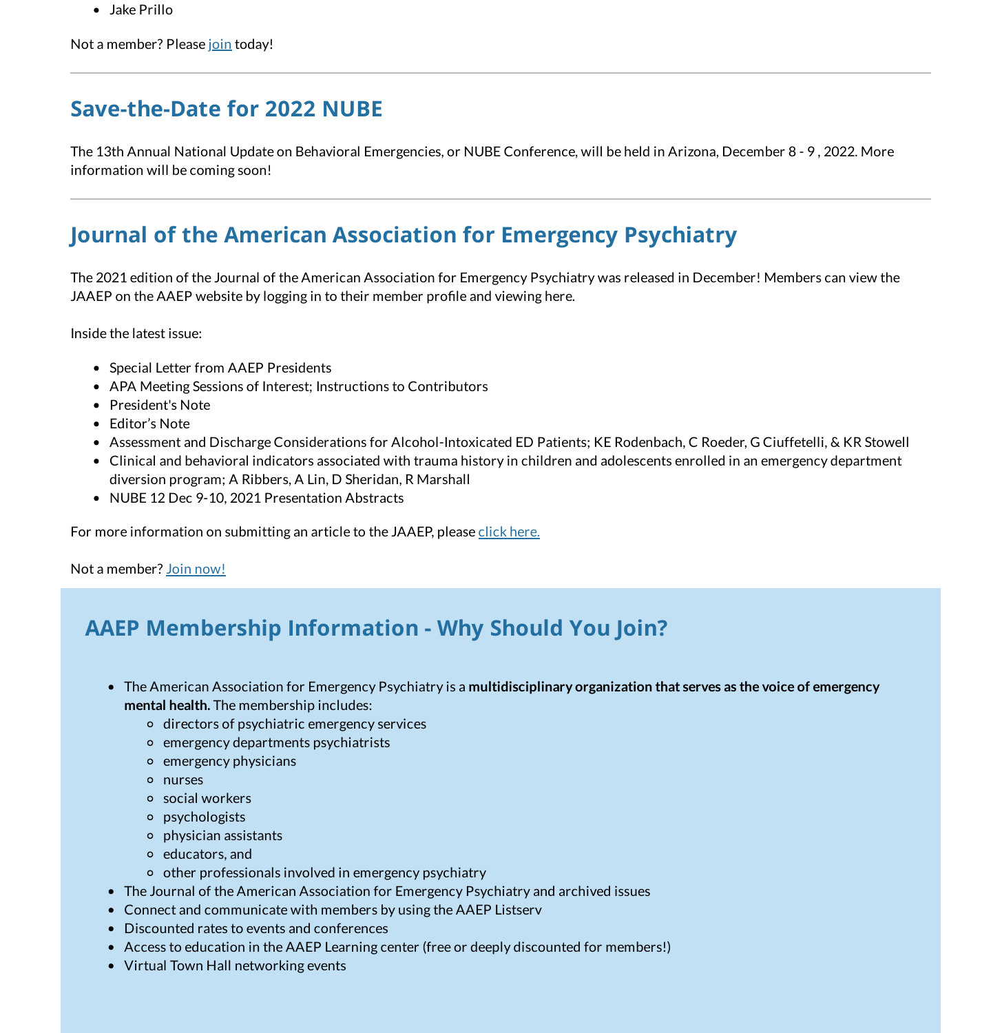- Jake Prillo

Not a member? Please join today!

---

## Save-the-Date for 2022 NUBE

The 13th Annual National Update on Behavioral Emergencies, or NUBE Conference, will be held in Arizona, December 8 - 9 , 2022. More information will be coming soon!

---

## Journal of the American Association for Emergency Psychiatry

The 2021 edition of the Journal of the American Association for Emergency Psychiatry was released in December! Members can view the JAAEP on the AAEP website by logging in to their member profile and viewing here.

Inside the latest issue:

- Special Letter from AAEP Presidents
- APA Meeting Sessions of Interest; Instructions to Contributors
- President's Note
- Editor's Note
- Assessment and Discharge Considerations for Alcohol-Intoxicated ED Patients; KE Rodenbach, C Roeder, G Ciuffetelli, & KR Stowell
- Clinical and behavioral indicators associated with trauma history in children and adolescents enrolled in an emergency department diversion program; A Ribbers, A Lin, D Sheridan, R Marshall
- NUBE 12 Dec 9-10, 2021 Presentation Abstracts

For more information on submitting an article to the JAAEP, please click here.

Not a member? Join now!

## AAEP Membership Information - Why Should You Join?

- The American Association for Emergency Psychiatry is a **multidisciplinary organization that serves as the voice of emergency mental health.** The membership includes:
  - directors of psychiatric emergency services
  - emergency departments psychiatrists
  - emergency physicians
  - nurses
  - social workers
  - psychologists
  - physician assistants
  - educators, and
  - other professionals involved in emergency psychiatry
- The Journal of the American Association for Emergency Psychiatry and archived issues
- Connect and communicate with members by using the AAEP Listserv
- Discounted rates to events and conferences
- Access to education in the AAEP Learning center (free or deeply discounted for members!)
- Virtual Town Hall networking events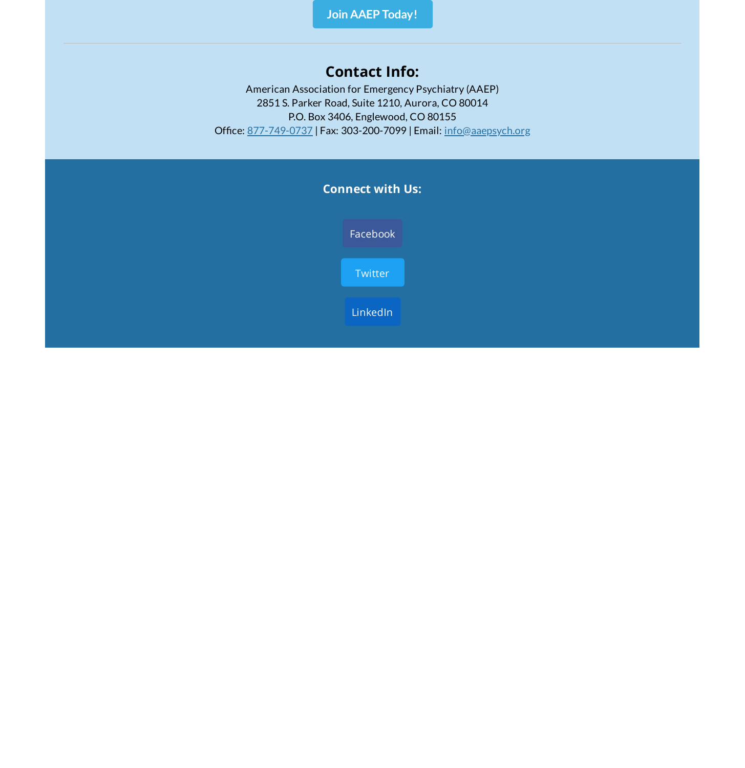Join AAEP Today!

---

## Contact Info:

American Association for Emergency Psychiatry (AAEP)
2851 S. Parker Road, Suite 1210, Aurora, CO 80014
P.O. Box 3406, Englewood, CO 80155
Office: 877-749-0737 | Fax: 303-200-7099 | Email: info@aaepsych.org

### Connect with Us:

Facebook

Twitter

LinkedIn